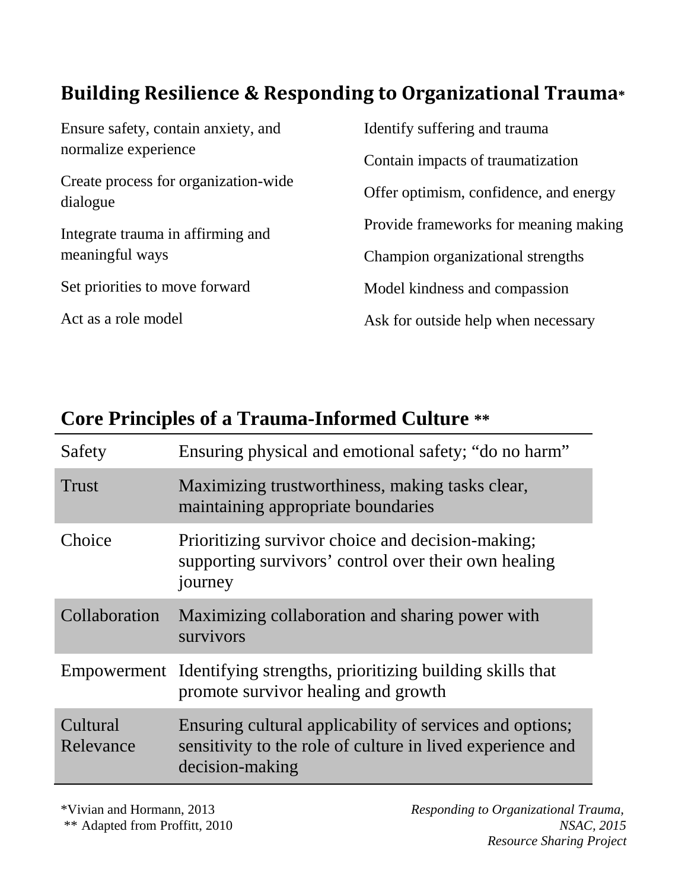## Building Resilience & Responding to Organizational Trauma*

- Ensure safety, contain anxiety, and normalize experience
- Create process for organization-wide dialogue
- Integrate trauma in affirming and meaningful ways
- Set priorities to move forward
- Act as a role model
- Identify suffering and trauma
- Contain impacts of traumatization
- Offer optimism, confidence, and energy
- Provide frameworks for meaning making
- Champion organizational strengths
- Model kindness and compassion
- Ask for outside help when necessary

## Core Principles of a Trauma-Informed Culture **

| | |
|---|---|
| Safety | Ensuring physical and emotional safety; "do no harm" |
| Trust | Maximizing trustworthiness, making tasks clear, maintaining appropriate boundaries |
| Choice | Prioritizing survivor choice and decision-making; supporting survivors' control over their own healing journey |
| Collaboration | Maximizing collaboration and sharing power with survivors |
| Empowerment | Identifying strengths, prioritizing building skills that promote survivor healing and growth |
| Cultural Relevance | Ensuring cultural applicability of services and options; sensitivity to the role of culture in lived experience and decision-making |

*Vivian and Hormann, 2013
** Adapted from Proffitt, 2010

*Responding to Organizational Trauma, NSAC, 2015*
*Resource Sharing Project*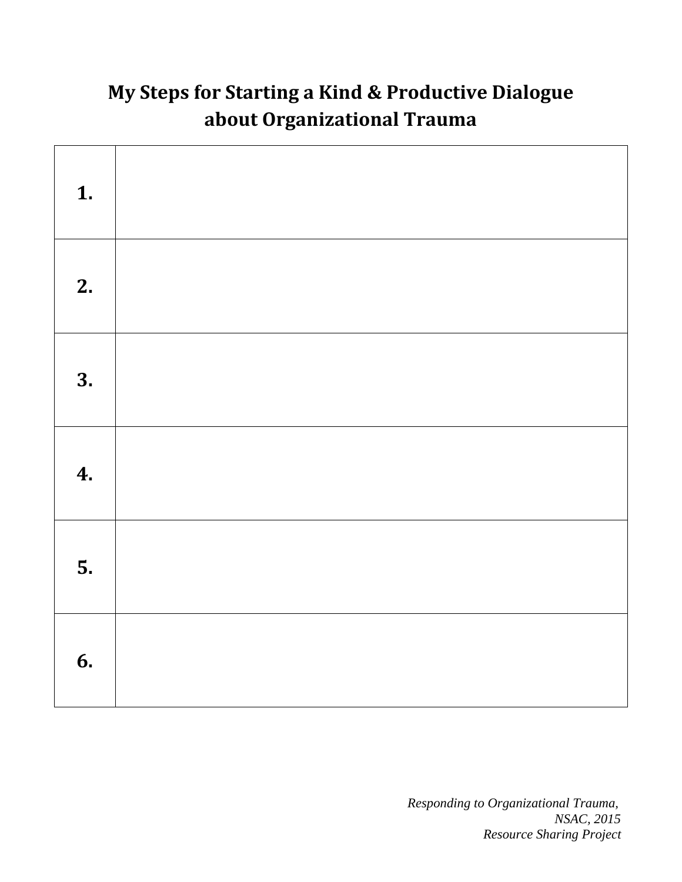# My Steps for Starting a Kind & Productive Dialogue about Organizational Trauma

| | |
|---|---|
| **1.** | |
| **2.** | |
| **3.** | |
| **4.** | |
| **5.** | |
| **6.** | |

*Responding to Organizational Trauma,*
*NSAC, 2015*
*Resource Sharing Project*